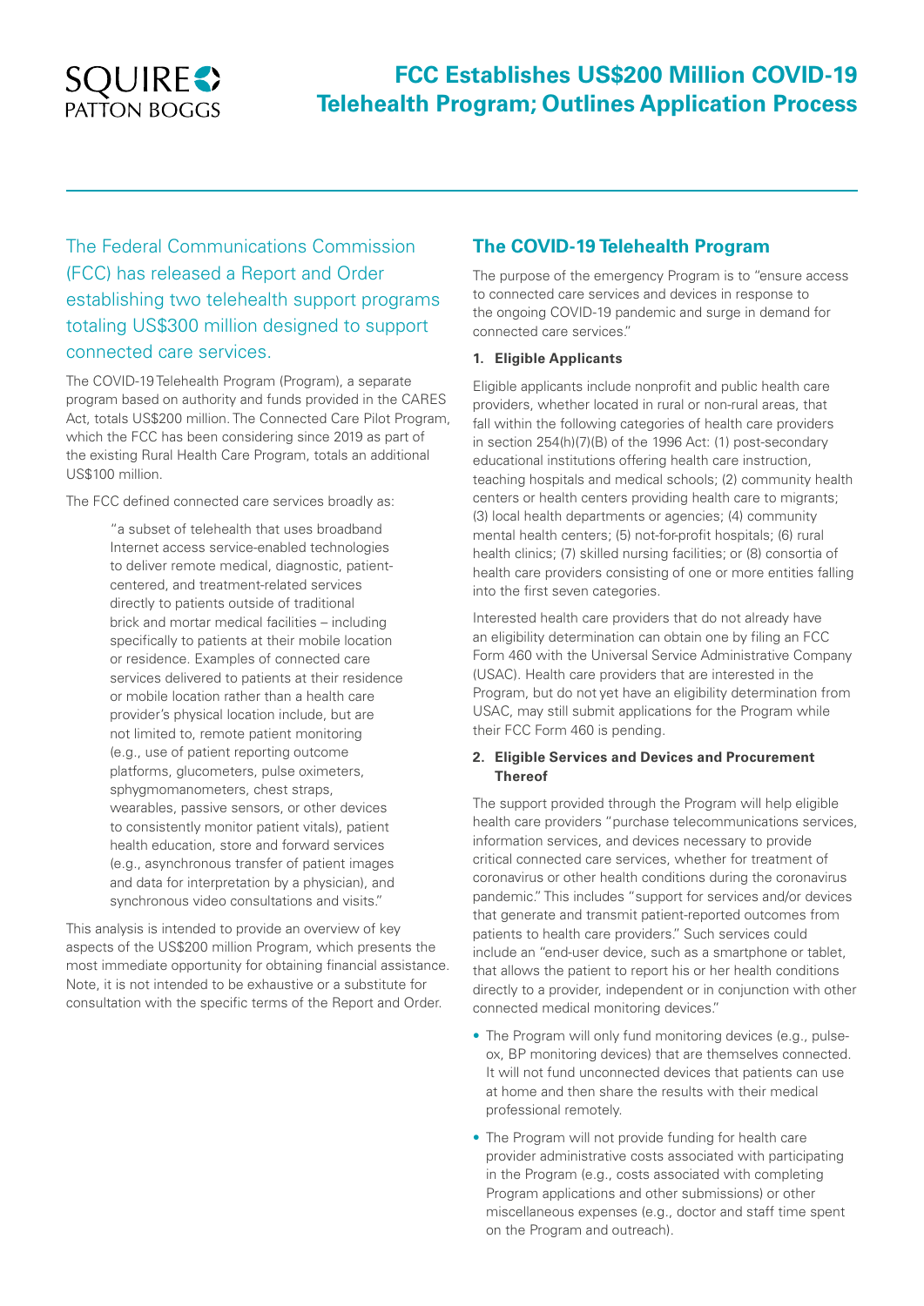# FCC Establishes US$200 Million COVID-19 Telehealth Program; Outlines Application Process

The Federal Communications Commission (FCC) has released a Report and Order establishing two telehealth support programs totaling US$300 million designed to support connected care services.

The COVID-19 Telehealth Program (Program), a separate program based on authority and funds provided in the CARES Act, totals US$200 million. The Connected Care Pilot Program, which the FCC has been considering since 2019 as part of the existing Rural Health Care Program, totals an additional US$100 million.

The FCC defined connected care services broadly as:

> "a subset of telehealth that uses broadband Internet access service-enabled technologies to deliver remote medical, diagnostic, patient-centered, and treatment-related services directly to patients outside of traditional brick and mortar medical facilities – including specifically to patients at their mobile location or residence. Examples of connected care services delivered to patients at their residence or mobile location rather than a health care provider's physical location include, but are not limited to, remote patient monitoring (e.g., use of patient reporting outcome platforms, glucometers, pulse oximeters, sphygmomanometers, chest straps, wearables, passive sensors, or other devices to consistently monitor patient vitals), patient health education, store and forward services (e.g., asynchronous transfer of patient images and data for interpretation by a physician), and synchronous video consultations and visits."

This analysis is intended to provide an overview of key aspects of the US$200 million Program, which presents the most immediate opportunity for obtaining financial assistance. Note, it is not intended to be exhaustive or a substitute for consultation with the specific terms of the Report and Order.

## The COVID-19 Telehealth Program

The purpose of the emergency Program is to "ensure access to connected care services and devices in response to the ongoing COVID-19 pandemic and surge in demand for connected care services."

**1. Eligible Applicants**

Eligible applicants include nonprofit and public health care providers, whether located in rural or non-rural areas, that fall within the following categories of health care providers in section 254(h)(7)(B) of the 1996 Act: (1) post-secondary educational institutions offering health care instruction, teaching hospitals and medical schools; (2) community health centers or health centers providing health care to migrants; (3) local health departments or agencies; (4) community mental health centers; (5) not-for-profit hospitals; (6) rural health clinics; (7) skilled nursing facilities; or (8) consortia of health care providers consisting of one or more entities falling into the first seven categories.

Interested health care providers that do not already have an eligibility determination can obtain one by filing an FCC Form 460 with the Universal Service Administrative Company (USAC). Health care providers that are interested in the Program, but do not yet have an eligibility determination from USAC, may still submit applications for the Program while their FCC Form 460 is pending.

**2. Eligible Services and Devices and Procurement Thereof**

The support provided through the Program will help eligible health care providers "purchase telecommunications services, information services, and devices necessary to provide critical connected care services, whether for treatment of coronavirus or other health conditions during the coronavirus pandemic." This includes "support for services and/or devices that generate and transmit patient-reported outcomes from patients to health care providers." Such services could include an "end-user device, such as a smartphone or tablet, that allows the patient to report his or her health conditions directly to a provider, independent or in conjunction with other connected medical monitoring devices."

- The Program will only fund monitoring devices (e.g., pulse-ox, BP monitoring devices) that are themselves connected. It will not fund unconnected devices that patients can use at home and then share the results with their medical professional remotely.
- The Program will not provide funding for health care provider administrative costs associated with participating in the Program (e.g., costs associated with completing Program applications and other submissions) or other miscellaneous expenses (e.g., doctor and staff time spent on the Program and outreach).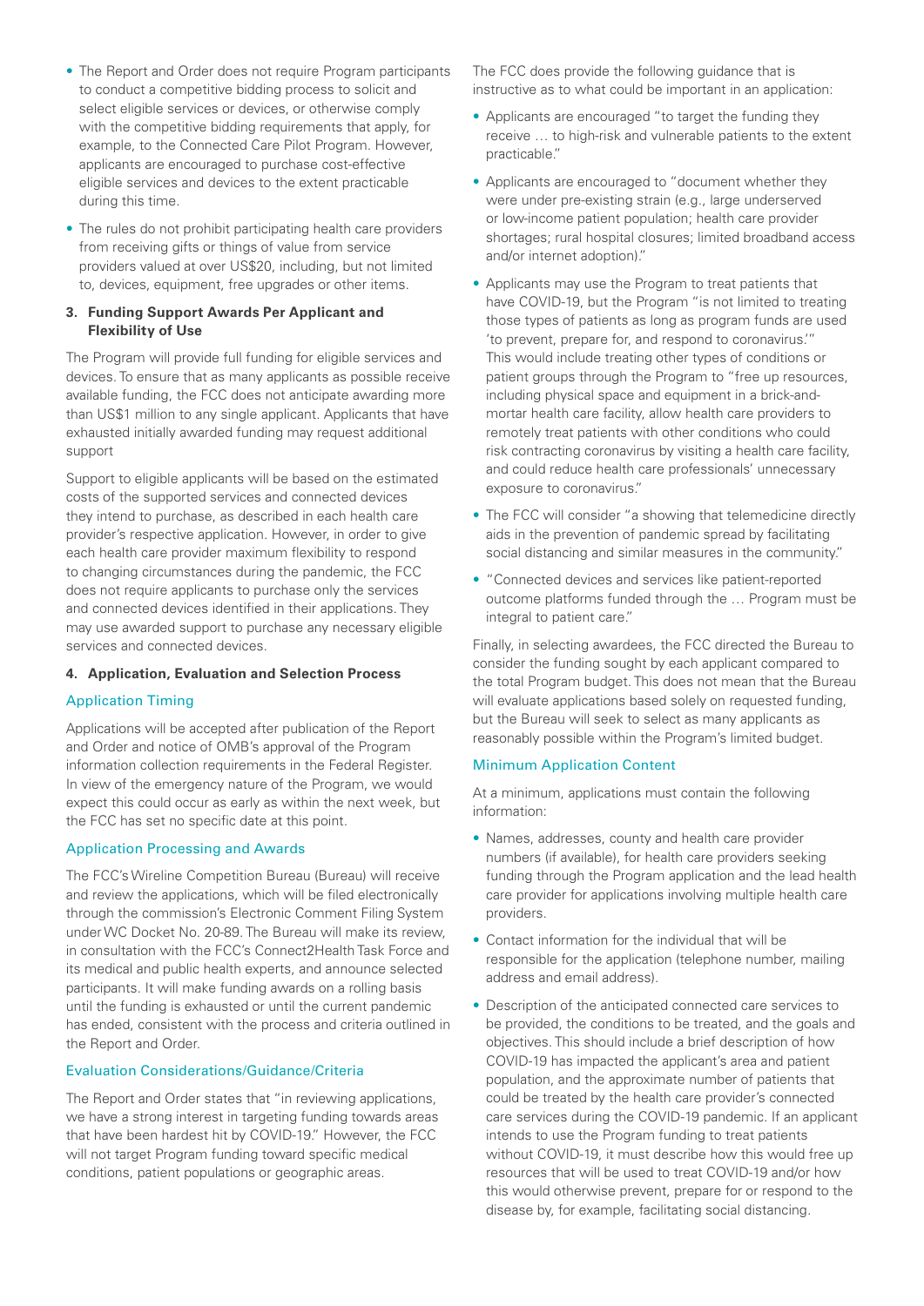- The Report and Order does not require Program participants to conduct a competitive bidding process to solicit and select eligible services or devices, or otherwise comply with the competitive bidding requirements that apply, for example, to the Connected Care Pilot Program. However, applicants are encouraged to purchase cost-effective eligible services and devices to the extent practicable during this time.
- The rules do not prohibit participating health care providers from receiving gifts or things of value from service providers valued at over US$20, including, but not limited to, devices, equipment, free upgrades or other items.

### 3. Funding Support Awards Per Applicant and Flexibility of Use

The Program will provide full funding for eligible services and devices. To ensure that as many applicants as possible receive available funding, the FCC does not anticipate awarding more than US$1 million to any single applicant. Applicants that have exhausted initially awarded funding may request additional support

Support to eligible applicants will be based on the estimated costs of the supported services and connected devices they intend to purchase, as described in each health care provider's respective application. However, in order to give each health care provider maximum flexibility to respond to changing circumstances during the pandemic, the FCC does not require applicants to purchase only the services and connected devices identified in their applications. They may use awarded support to purchase any necessary eligible services and connected devices.

### 4. Application, Evaluation and Selection Process

#### Application Timing

Applications will be accepted after publication of the Report and Order and notice of OMB's approval of the Program information collection requirements in the Federal Register. In view of the emergency nature of the Program, we would expect this could occur as early as within the next week, but the FCC has set no specific date at this point.

#### Application Processing and Awards

The FCC's Wireline Competition Bureau (Bureau) will receive and review the applications, which will be filed electronically through the commission's Electronic Comment Filing System under WC Docket No. 20-89. The Bureau will make its review, in consultation with the FCC's Connect2Health Task Force and its medical and public health experts, and announce selected participants. It will make funding awards on a rolling basis until the funding is exhausted or until the current pandemic has ended, consistent with the process and criteria outlined in the Report and Order.

#### Evaluation Considerations/Guidance/Criteria

The Report and Order states that "in reviewing applications, we have a strong interest in targeting funding towards areas that have been hardest hit by COVID-19." However, the FCC will not target Program funding toward specific medical conditions, patient populations or geographic areas.

The FCC does provide the following guidance that is instructive as to what could be important in an application:

- Applicants are encouraged "to target the funding they receive … to high-risk and vulnerable patients to the extent practicable."
- Applicants are encouraged to "document whether they were under pre-existing strain (e.g., large underserved or low-income patient population; health care provider shortages; rural hospital closures; limited broadband access and/or internet adoption)."
- Applicants may use the Program to treat patients that have COVID-19, but the Program "is not limited to treating those types of patients as long as program funds are used 'to prevent, prepare for, and respond to coronavirus.'" This would include treating other types of conditions or patient groups through the Program to "free up resources, including physical space and equipment in a brick-and-mortar health care facility, allow health care providers to remotely treat patients with other conditions who could risk contracting coronavirus by visiting a health care facility, and could reduce health care professionals' unnecessary exposure to coronavirus."
- The FCC will consider "a showing that telemedicine directly aids in the prevention of pandemic spread by facilitating social distancing and similar measures in the community."
- "Connected devices and services like patient-reported outcome platforms funded through the … Program must be integral to patient care."

Finally, in selecting awardees, the FCC directed the Bureau to consider the funding sought by each applicant compared to the total Program budget. This does not mean that the Bureau will evaluate applications based solely on requested funding, but the Bureau will seek to select as many applicants as reasonably possible within the Program's limited budget.

#### Minimum Application Content

At a minimum, applications must contain the following information:

- Names, addresses, county and health care provider numbers (if available), for health care providers seeking funding through the Program application and the lead health care provider for applications involving multiple health care providers.
- Contact information for the individual that will be responsible for the application (telephone number, mailing address and email address).
- Description of the anticipated connected care services to be provided, the conditions to be treated, and the goals and objectives. This should include a brief description of how COVID-19 has impacted the applicant's area and patient population, and the approximate number of patients that could be treated by the health care provider's connected care services during the COVID-19 pandemic. If an applicant intends to use the Program funding to treat patients without COVID-19, it must describe how this would free up resources that will be used to treat COVID-19 and/or how this would otherwise prevent, prepare for or respond to the disease by, for example, facilitating social distancing.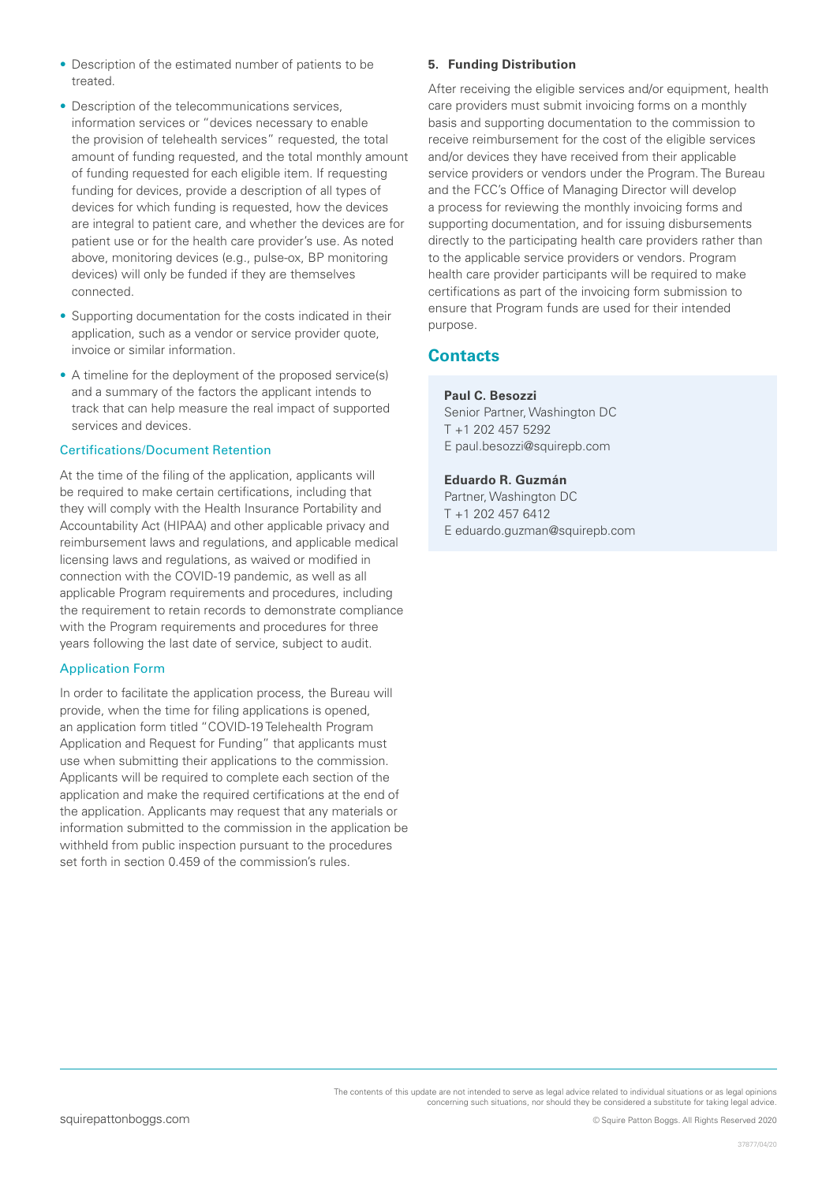- Description of the estimated number of patients to be treated.
- Description of the telecommunications services, information services or "devices necessary to enable the provision of telehealth services" requested, the total amount of funding requested, and the total monthly amount of funding requested for each eligible item. If requesting funding for devices, provide a description of all types of devices for which funding is requested, how the devices are integral to patient care, and whether the devices are for patient use or for the health care provider's use. As noted above, monitoring devices (e.g., pulse-ox, BP monitoring devices) will only be funded if they are themselves connected.
- Supporting documentation for the costs indicated in their application, such as a vendor or service provider quote, invoice or similar information.
- A timeline for the deployment of the proposed service(s) and a summary of the factors the applicant intends to track that can help measure the real impact of supported services and devices.

### Certifications/Document Retention

At the time of the filing of the application, applicants will be required to make certain certifications, including that they will comply with the Health Insurance Portability and Accountability Act (HIPAA) and other applicable privacy and reimbursement laws and regulations, and applicable medical licensing laws and regulations, as waived or modified in connection with the COVID-19 pandemic, as well as all applicable Program requirements and procedures, including the requirement to retain records to demonstrate compliance with the Program requirements and procedures for three years following the last date of service, subject to audit.

### Application Form

In order to facilitate the application process, the Bureau will provide, when the time for filing applications is opened, an application form titled "COVID-19 Telehealth Program Application and Request for Funding" that applicants must use when submitting their applications to the commission. Applicants will be required to complete each section of the application and make the required certifications at the end of the application. Applicants may request that any materials or information submitted to the commission in the application be withheld from public inspection pursuant to the procedures set forth in section 0.459 of the commission's rules.

### 5. Funding Distribution

After receiving the eligible services and/or equipment, health care providers must submit invoicing forms on a monthly basis and supporting documentation to the commission to receive reimbursement for the cost of the eligible services and/or devices they have received from their applicable service providers or vendors under the Program. The Bureau and the FCC's Office of Managing Director will develop a process for reviewing the monthly invoicing forms and supporting documentation, and for issuing disbursements directly to the participating health care providers rather than to the applicable service providers or vendors. Program health care provider participants will be required to make certifications as part of the invoicing form submission to ensure that Program funds are used for their intended purpose.

## Contacts

**Paul C. Besozzi**
Senior Partner, Washington DC
T +1 202 457 5292
E paul.besozzi@squirepb.com

**Eduardo R. Guzmán**
Partner, Washington DC
T +1 202 457 6412
E eduardo.guzman@squirepb.com

The contents of this update are not intended to serve as legal advice related to individual situations or as legal opinions concerning such situations, nor should they be considered a substitute for taking legal advice.

squirepattonboggs.com

© Squire Patton Boggs. All Rights Reserved 2020

37877/04/20